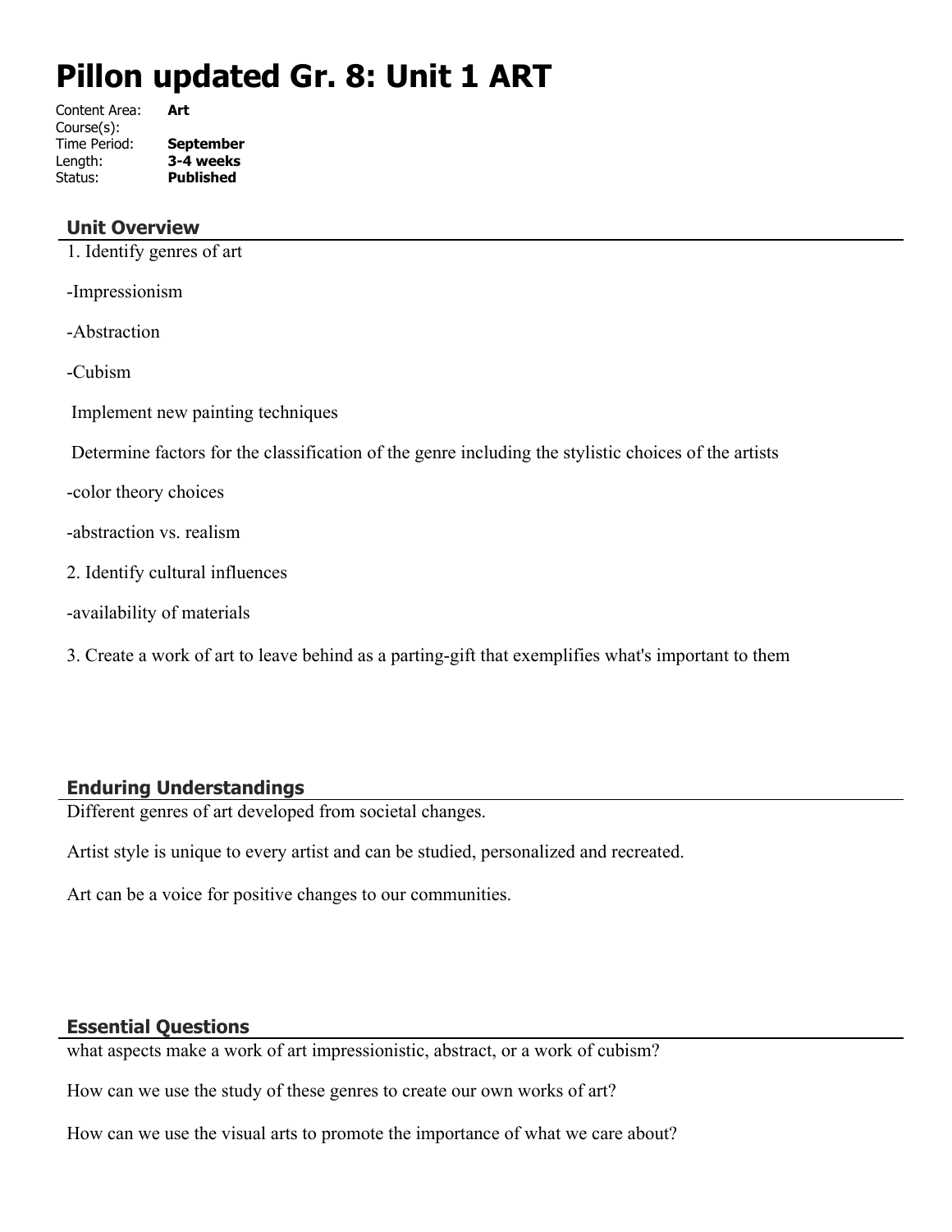# Pillon updated Gr. 8: Unit 1 ART

Content Area: **Art**
Course(s):
Time Period: **September**
Length: **3-4 weeks**
Status: **Published**

## Unit Overview

1. Identify genres of art

-Impressionism

-Abstraction

-Cubism

Implement new painting techniques

Determine factors for the classification of the genre including the stylistic choices of the artists

-color theory choices

-abstraction vs. realism

2. Identify cultural influences

-availability of materials

3. Create a work of art to leave behind as a parting-gift that exemplifies what's important to them

## Enduring Understandings

Different genres of art developed from societal changes.

Artist style is unique to every artist and can be studied, personalized and recreated.

Art can be a voice for positive changes to our communities.

## Essential Questions

what aspects make a work of art impressionistic, abstract, or a work of cubism?

How can we use the study of these genres to create our own works of art?

How can we use the visual arts to promote the importance of what we care about?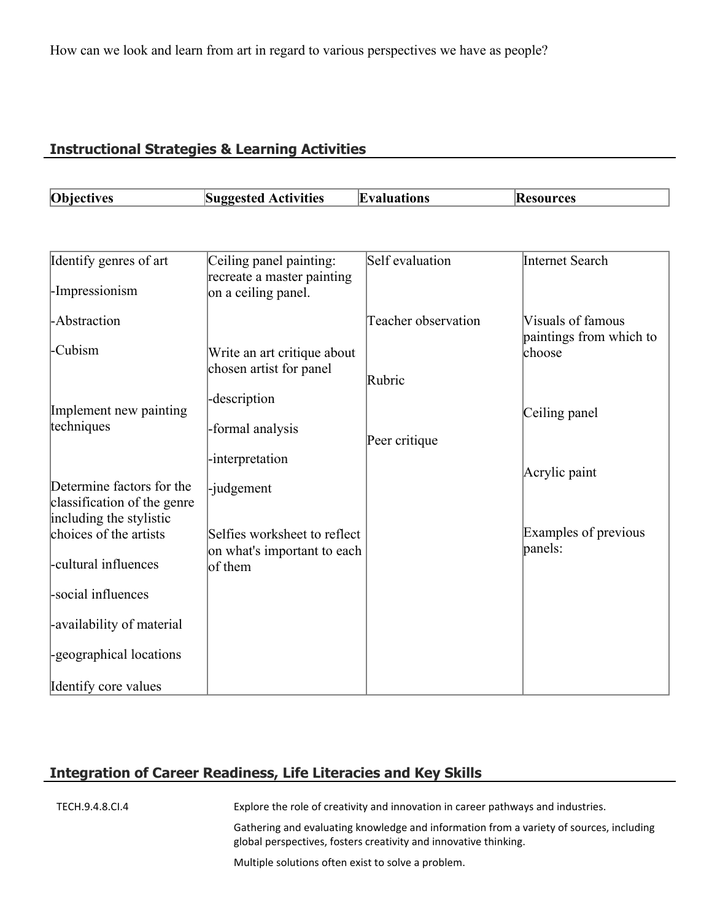How can we look and learn from art in regard to various perspectives we have as people?

## Instructional Strategies & Learning Activities

| Objectives | Suggested Activities | Evaluations | Resources |
|---|---|---|---|
| Identify genres of art<br><br>-Impressionism<br><br>-Abstraction<br><br>-Cubism<br><br>Implement new painting techniques<br><br>Determine factors for the classification of the genre including the stylistic choices of the artists<br><br>-cultural influences<br><br>-social influences<br><br>-availability of material<br><br>-geographical locations<br><br>Identify core values | Ceiling panel painting: recreate a master painting on a ceiling panel.<br><br>Write an art critique about chosen artist for panel<br><br>-description<br><br>-formal analysis<br><br>-interpretation<br><br>-judgement<br><br>Selfies worksheet to reflect on what's important to each of them | Self evaluation<br><br>Teacher observation<br><br>Rubric<br><br>Peer critique | Internet Search<br><br>Visuals of famous paintings from which to choose<br><br>Ceiling panel<br><br>Acrylic paint<br><br>Examples of previous panels: |

## Integration of Career Readiness, Life Literacies and Key Skills

| | |
|---|---|
| TECH.9.4.8.CI.4 | Explore the role of creativity and innovation in career pathways and industries. |
| | Gathering and evaluating knowledge and information from a variety of sources, including global perspectives, fosters creativity and innovative thinking. |
| | Multiple solutions often exist to solve a problem. |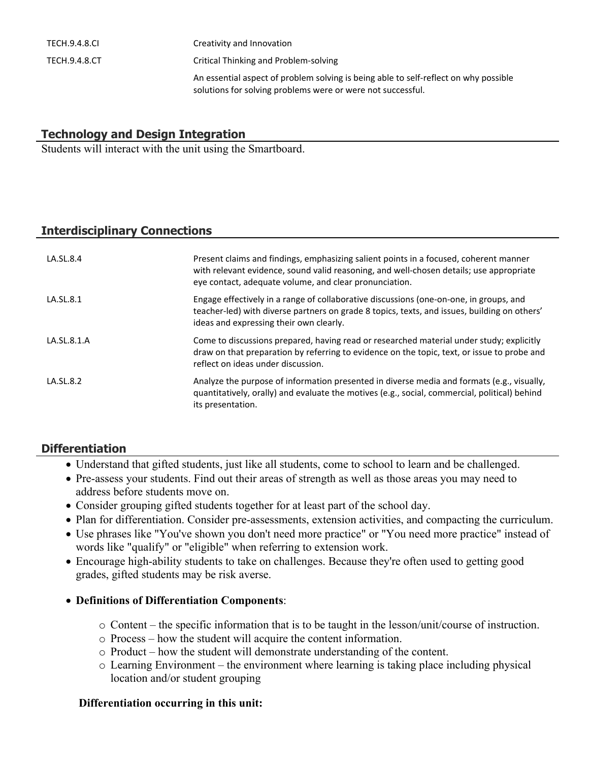| | |
|---|---|
| TECH.9.4.8.CI | Creativity and Innovation |
| TECH.9.4.8.CT | Critical Thinking and Problem-solving |
| | An essential aspect of problem solving is being able to self-reflect on why possible solutions for solving problems were or were not successful. |

## Technology and Design Integration

Students will interact with the unit using the Smartboard.

## Interdisciplinary Connections

| | |
|---|---|
| LA.SL.8.4 | Present claims and findings, emphasizing salient points in a focused, coherent manner with relevant evidence, sound valid reasoning, and well-chosen details; use appropriate eye contact, adequate volume, and clear pronunciation. |
| LA.SL.8.1 | Engage effectively in a range of collaborative discussions (one-on-one, in groups, and teacher-led) with diverse partners on grade 8 topics, texts, and issues, building on others' ideas and expressing their own clearly. |
| LA.SL.8.1.A | Come to discussions prepared, having read or researched material under study; explicitly draw on that preparation by referring to evidence on the topic, text, or issue to probe and reflect on ideas under discussion. |
| LA.SL.8.2 | Analyze the purpose of information presented in diverse media and formats (e.g., visually, quantitatively, orally) and evaluate the motives (e.g., social, commercial, political) behind its presentation. |

## Differentiation

- Understand that gifted students, just like all students, come to school to learn and be challenged.
- Pre-assess your students. Find out their areas of strength as well as those areas you may need to address before students move on.
- Consider grouping gifted students together for at least part of the school day.
- Plan for differentiation. Consider pre-assessments, extension activities, and compacting the curriculum.
- Use phrases like "You've shown you don't need more practice" or "You need more practice" instead of words like "qualify" or "eligible" when referring to extension work.
- Encourage high-ability students to take on challenges. Because they're often used to getting good grades, gifted students may be risk averse.
- **Definitions of Differentiation Components**:
  - Content – the specific information that is to be taught in the lesson/unit/course of instruction.
  - Process – how the student will acquire the content information.
  - Product – how the student will demonstrate understanding of the content.
  - Learning Environment – the environment where learning is taking place including physical location and/or student grouping

**Differentiation occurring in this unit:**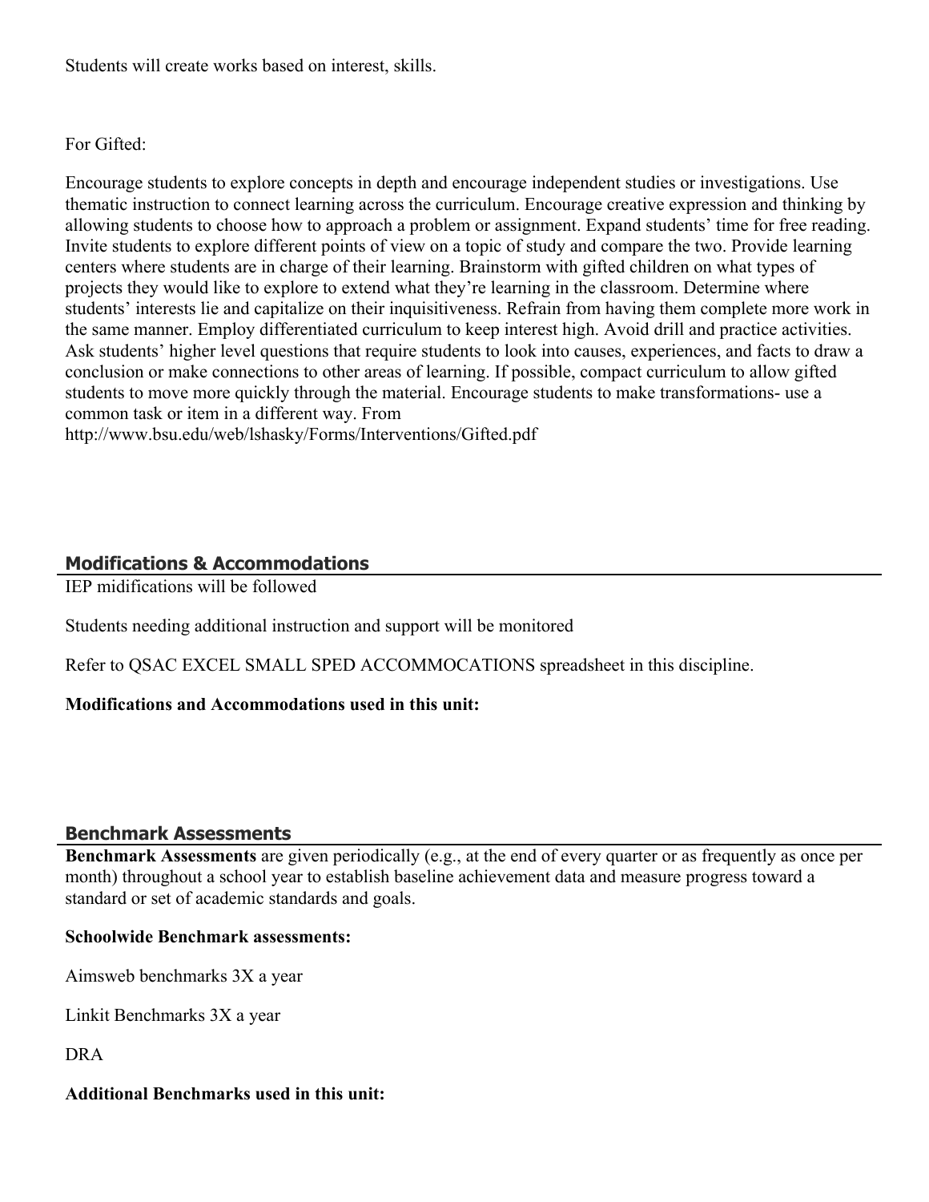Students will create works based on interest, skills.

For Gifted:

Encourage students to explore concepts in depth and encourage independent studies or investigations. Use thematic instruction to connect learning across the curriculum. Encourage creative expression and thinking by allowing students to choose how to approach a problem or assignment. Expand students' time for free reading. Invite students to explore different points of view on a topic of study and compare the two. Provide learning centers where students are in charge of their learning. Brainstorm with gifted children on what types of projects they would like to explore to extend what they're learning in the classroom. Determine where students' interests lie and capitalize on their inquisitiveness. Refrain from having them complete more work in the same manner. Employ differentiated curriculum to keep interest high. Avoid drill and practice activities. Ask students' higher level questions that require students to look into causes, experiences, and facts to draw a conclusion or make connections to other areas of learning. If possible, compact curriculum to allow gifted students to move more quickly through the material. Encourage students to make transformations- use a common task or item in a different way. From http://www.bsu.edu/web/lshasky/Forms/Interventions/Gifted.pdf

## Modifications & Accommodations

IEP midifications will be followed

Students needing additional instruction and support will be monitored

Refer to QSAC EXCEL SMALL SPED ACCOMMOCATIONS spreadsheet in this discipline.

**Modifications and Accommodations used in this unit:**

## Benchmark Assessments

**Benchmark Assessments** are given periodically (e.g., at the end of every quarter or as frequently as once per month) throughout a school year to establish baseline achievement data and measure progress toward a standard or set of academic standards and goals.

**Schoolwide Benchmark assessments:**

Aimsweb benchmarks 3X a year

Linkit Benchmarks 3X a year

DRA

**Additional Benchmarks used in this unit:**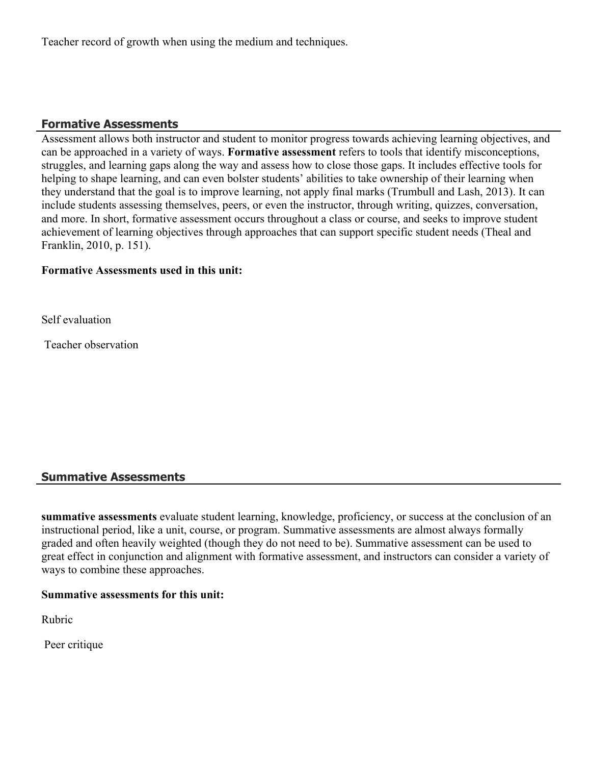Teacher record of growth when using the medium and techniques.

## Formative Assessments

Assessment allows both instructor and student to monitor progress towards achieving learning objectives, and can be approached in a variety of ways. **Formative assessment** refers to tools that identify misconceptions, struggles, and learning gaps along the way and assess how to close those gaps. It includes effective tools for helping to shape learning, and can even bolster students' abilities to take ownership of their learning when they understand that the goal is to improve learning, not apply final marks (Trumbull and Lash, 2013). It can include students assessing themselves, peers, or even the instructor, through writing, quizzes, conversation, and more. In short, formative assessment occurs throughout a class or course, and seeks to improve student achievement of learning objectives through approaches that can support specific student needs (Theal and Franklin, 2010, p. 151).

**Formative Assessments used in this unit:**

Self evaluation

Teacher observation

## Summative Assessments

**summative assessments** evaluate student learning, knowledge, proficiency, or success at the conclusion of an instructional period, like a unit, course, or program. Summative assessments are almost always formally graded and often heavily weighted (though they do not need to be). Summative assessment can be used to great effect in conjunction and alignment with formative assessment, and instructors can consider a variety of ways to combine these approaches.

**Summative assessments for this unit:**

Rubric

Peer critique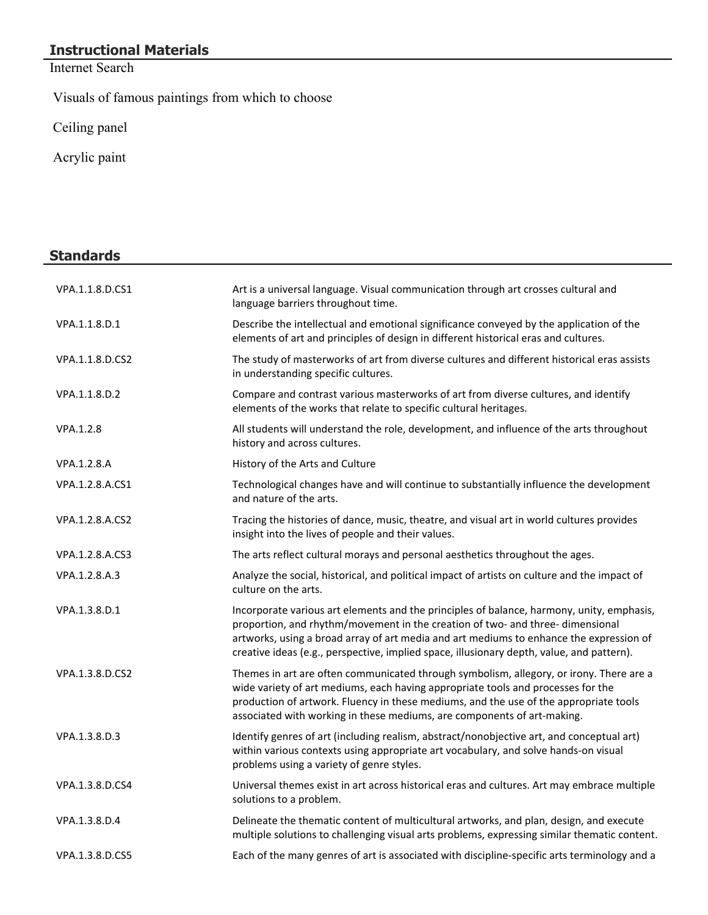## Instructional Materials

Internet Search

Visuals of famous paintings from which to choose

Ceiling panel

Acrylic paint

## Standards

| | |
|---|---|
| VPA.1.1.8.D.CS1 | Art is a universal language. Visual communication through art crosses cultural and language barriers throughout time. |
| VPA.1.1.8.D.1 | Describe the intellectual and emotional significance conveyed by the application of the elements of art and principles of design in different historical eras and cultures. |
| VPA.1.1.8.D.CS2 | The study of masterworks of art from diverse cultures and different historical eras assists in understanding specific cultures. |
| VPA.1.1.8.D.2 | Compare and contrast various masterworks of art from diverse cultures, and identify elements of the works that relate to specific cultural heritages. |
| VPA.1.2.8 | All students will understand the role, development, and influence of the arts throughout history and across cultures. |
| VPA.1.2.8.A | History of the Arts and Culture |
| VPA.1.2.8.A.CS1 | Technological changes have and will continue to substantially influence the development and nature of the arts. |
| VPA.1.2.8.A.CS2 | Tracing the histories of dance, music, theatre, and visual art in world cultures provides insight into the lives of people and their values. |
| VPA.1.2.8.A.CS3 | The arts reflect cultural morays and personal aesthetics throughout the ages. |
| VPA.1.2.8.A.3 | Analyze the social, historical, and political impact of artists on culture and the impact of culture on the arts. |
| VPA.1.3.8.D.1 | Incorporate various art elements and the principles of balance, harmony, unity, emphasis, proportion, and rhythm/movement in the creation of two- and three- dimensional artworks, using a broad array of art media and art mediums to enhance the expression of creative ideas (e.g., perspective, implied space, illusionary depth, value, and pattern). |
| VPA.1.3.8.D.CS2 | Themes in art are often communicated through symbolism, allegory, or irony. There are a wide variety of art mediums, each having appropriate tools and processes for the production of artwork. Fluency in these mediums, and the use of the appropriate tools associated with working in these mediums, are components of art-making. |
| VPA.1.3.8.D.3 | Identify genres of art (including realism, abstract/nonobjective art, and conceptual art) within various contexts using appropriate art vocabulary, and solve hands-on visual problems using a variety of genre styles. |
| VPA.1.3.8.D.CS4 | Universal themes exist in art across historical eras and cultures. Art may embrace multiple solutions to a problem. |
| VPA.1.3.8.D.4 | Delineate the thematic content of multicultural artworks, and plan, design, and execute multiple solutions to challenging visual arts problems, expressing similar thematic content. |
| VPA.1.3.8.D.CS5 | Each of the many genres of art is associated with discipline-specific arts terminology and a |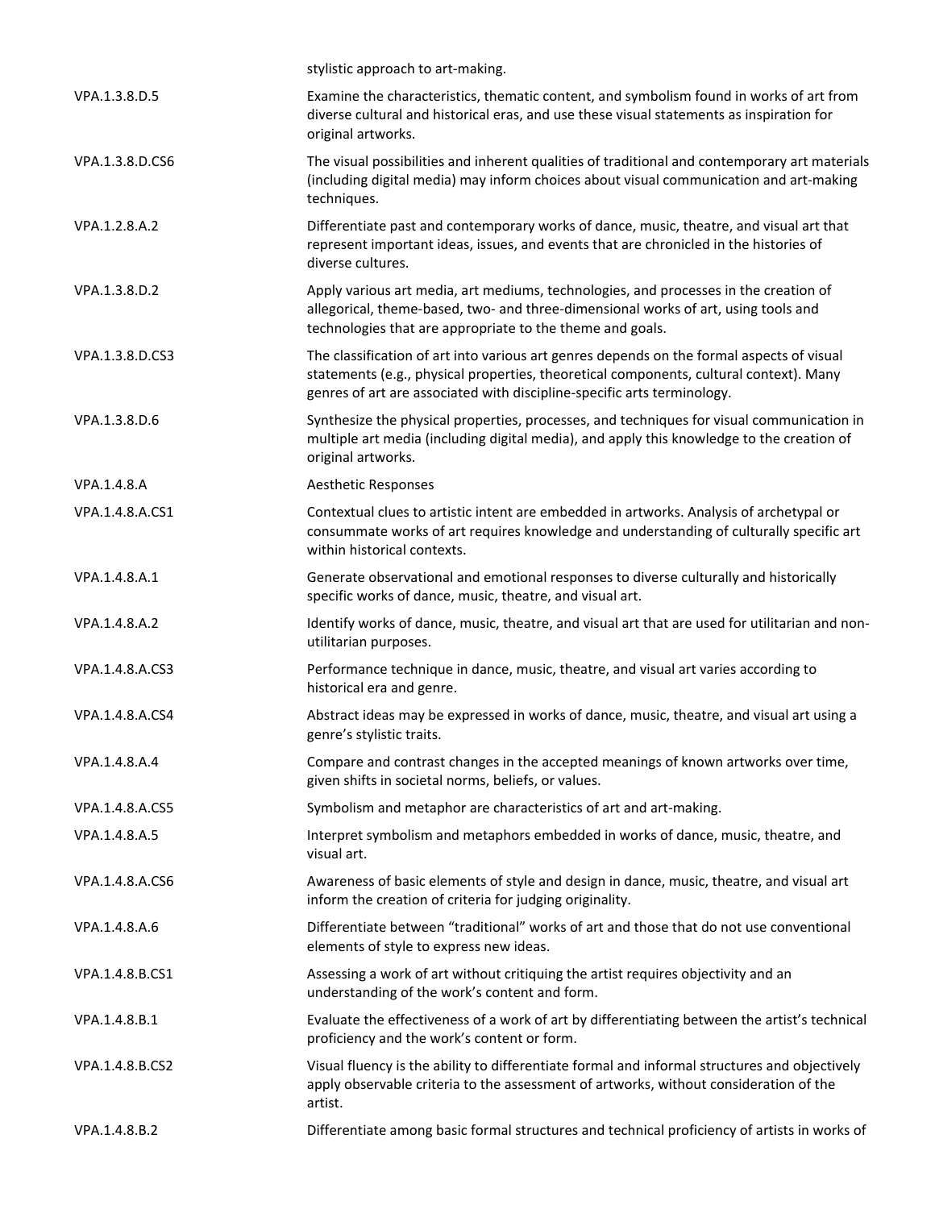| | |
|---|---|
| | stylistic approach to art-making. |
| VPA.1.3.8.D.5 | Examine the characteristics, thematic content, and symbolism found in works of art from diverse cultural and historical eras, and use these visual statements as inspiration for original artworks. |
| VPA.1.3.8.D.CS6 | The visual possibilities and inherent qualities of traditional and contemporary art materials (including digital media) may inform choices about visual communication and art-making techniques. |
| VPA.1.2.8.A.2 | Differentiate past and contemporary works of dance, music, theatre, and visual art that represent important ideas, issues, and events that are chronicled in the histories of diverse cultures. |
| VPA.1.3.8.D.2 | Apply various art media, art mediums, technologies, and processes in the creation of allegorical, theme-based, two- and three-dimensional works of art, using tools and technologies that are appropriate to the theme and goals. |
| VPA.1.3.8.D.CS3 | The classification of art into various art genres depends on the formal aspects of visual statements (e.g., physical properties, theoretical components, cultural context). Many genres of art are associated with discipline-specific arts terminology. |
| VPA.1.3.8.D.6 | Synthesize the physical properties, processes, and techniques for visual communication in multiple art media (including digital media), and apply this knowledge to the creation of original artworks. |
| VPA.1.4.8.A | Aesthetic Responses |
| VPA.1.4.8.A.CS1 | Contextual clues to artistic intent are embedded in artworks. Analysis of archetypal or consummate works of art requires knowledge and understanding of culturally specific art within historical contexts. |
| VPA.1.4.8.A.1 | Generate observational and emotional responses to diverse culturally and historically specific works of dance, music, theatre, and visual art. |
| VPA.1.4.8.A.2 | Identify works of dance, music, theatre, and visual art that are used for utilitarian and non-utilitarian purposes. |
| VPA.1.4.8.A.CS3 | Performance technique in dance, music, theatre, and visual art varies according to historical era and genre. |
| VPA.1.4.8.A.CS4 | Abstract ideas may be expressed in works of dance, music, theatre, and visual art using a genre's stylistic traits. |
| VPA.1.4.8.A.4 | Compare and contrast changes in the accepted meanings of known artworks over time, given shifts in societal norms, beliefs, or values. |
| VPA.1.4.8.A.CS5 | Symbolism and metaphor are characteristics of art and art-making. |
| VPA.1.4.8.A.5 | Interpret symbolism and metaphors embedded in works of dance, music, theatre, and visual art. |
| VPA.1.4.8.A.CS6 | Awareness of basic elements of style and design in dance, music, theatre, and visual art inform the creation of criteria for judging originality. |
| VPA.1.4.8.A.6 | Differentiate between "traditional" works of art and those that do not use conventional elements of style to express new ideas. |
| VPA.1.4.8.B.CS1 | Assessing a work of art without critiquing the artist requires objectivity and an understanding of the work's content and form. |
| VPA.1.4.8.B.1 | Evaluate the effectiveness of a work of art by differentiating between the artist's technical proficiency and the work's content or form. |
| VPA.1.4.8.B.CS2 | Visual fluency is the ability to differentiate formal and informal structures and objectively apply observable criteria to the assessment of artworks, without consideration of the artist. |
| VPA.1.4.8.B.2 | Differentiate among basic formal structures and technical proficiency of artists in works of |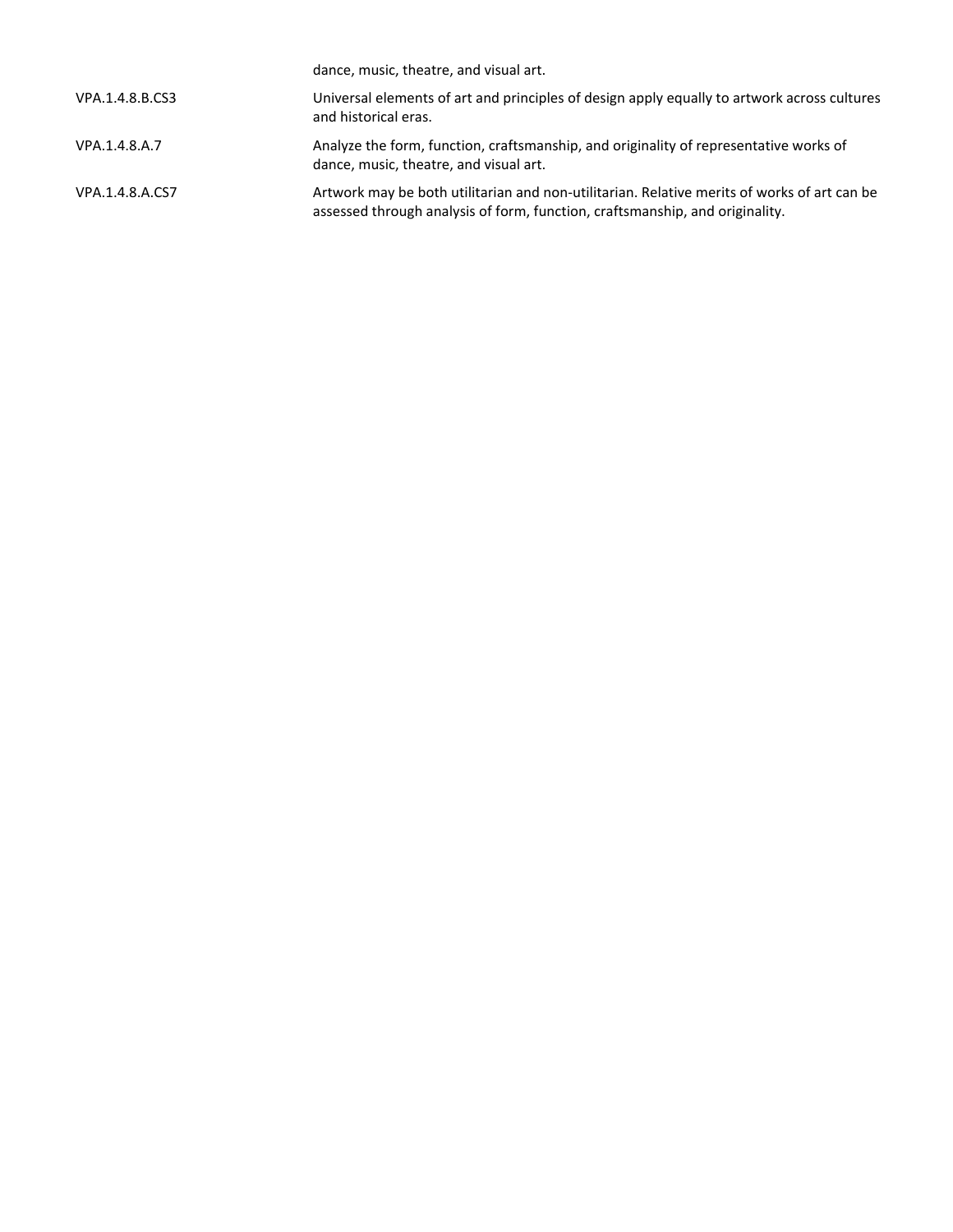| | |
|---|---|
| | dance, music, theatre, and visual art. |
| VPA.1.4.8.B.CS3 | Universal elements of art and principles of design apply equally to artwork across cultures and historical eras. |
| VPA.1.4.8.A.7 | Analyze the form, function, craftsmanship, and originality of representative works of dance, music, theatre, and visual art. |
| VPA.1.4.8.A.CS7 | Artwork may be both utilitarian and non-utilitarian. Relative merits of works of art can be assessed through analysis of form, function, craftsmanship, and originality. |